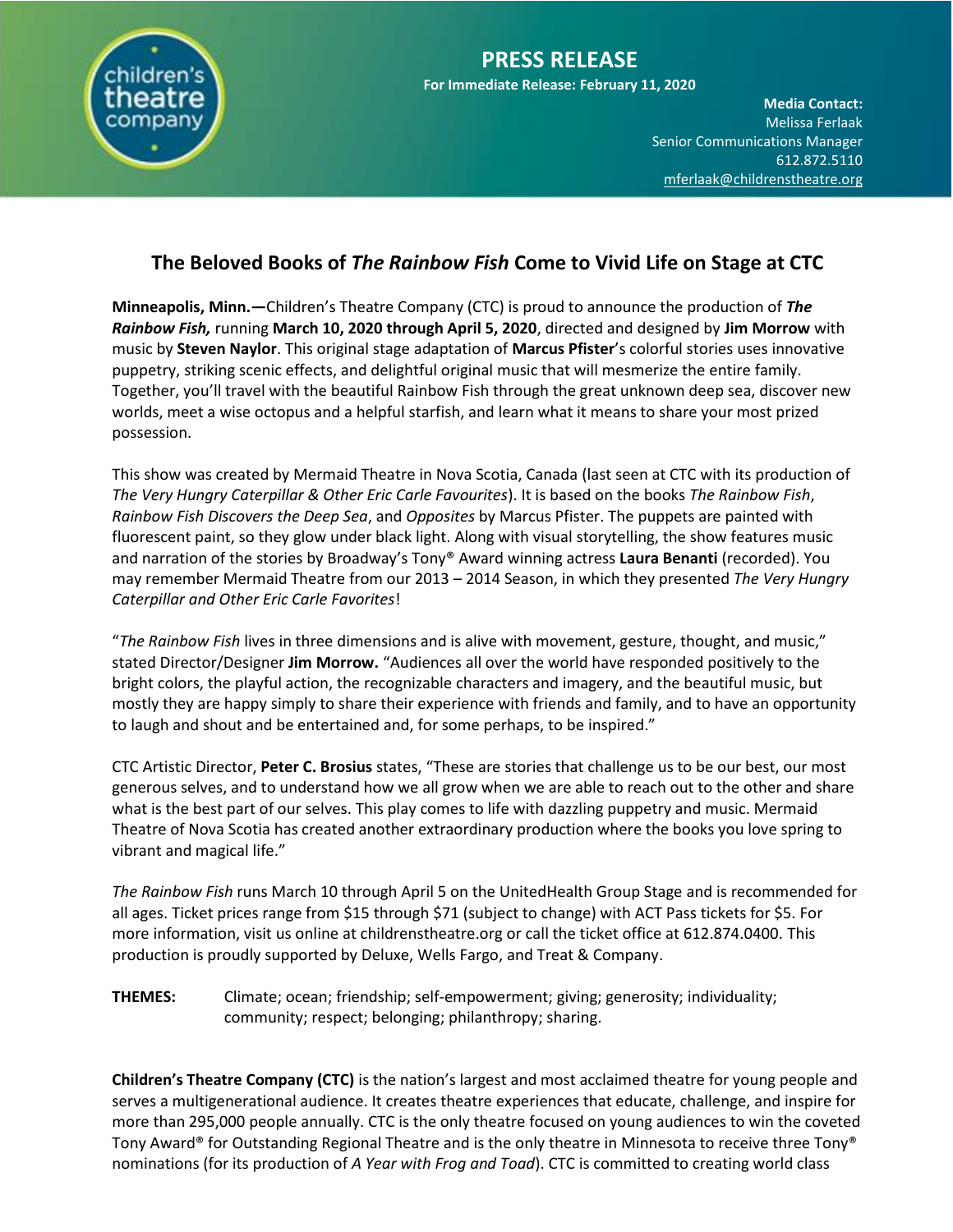children's theatre company

**PRESS RELEASE**

**For Immediate Release: February 11, 2020**

**Media Contact:**
Melissa Ferlaak
Senior Communications Manager
612.872.5110
mferlaak@childrenstheatre.org

# The Beloved Books of *The Rainbow Fish* Come to Vivid Life on Stage at CTC

**Minneapolis, Minn.—**Children's Theatre Company (CTC) is proud to announce the production of ***The Rainbow Fish,*** running **March 10, 2020 through April 5, 2020**, directed and designed by **Jim Morrow** with music by **Steven Naylor**. This original stage adaptation of **Marcus Pfister**'s colorful stories uses innovative puppetry, striking scenic effects, and delightful original music that will mesmerize the entire family. Together, you'll travel with the beautiful Rainbow Fish through the great unknown deep sea, discover new worlds, meet a wise octopus and a helpful starfish, and learn what it means to share your most prized possession.

This show was created by Mermaid Theatre in Nova Scotia, Canada (last seen at CTC with its production of *The Very Hungry Caterpillar & Other Eric Carle Favourites*). It is based on the books *The Rainbow Fish*, *Rainbow Fish Discovers the Deep Sea*, and *Opposites* by Marcus Pfister. The puppets are painted with fluorescent paint, so they glow under black light. Along with visual storytelling, the show features music and narration of the stories by Broadway's Tony® Award winning actress **Laura Benanti** (recorded). You may remember Mermaid Theatre from our 2013 – 2014 Season, in which they presented *The Very Hungry Caterpillar and Other Eric Carle Favorites*!

"*The Rainbow Fish* lives in three dimensions and is alive with movement, gesture, thought, and music," stated Director/Designer **Jim Morrow.** "Audiences all over the world have responded positively to the bright colors, the playful action, the recognizable characters and imagery, and the beautiful music, but mostly they are happy simply to share their experience with friends and family, and to have an opportunity to laugh and shout and be entertained and, for some perhaps, to be inspired."

CTC Artistic Director, **Peter C. Brosius** states, "These are stories that challenge us to be our best, our most generous selves, and to understand how we all grow when we are able to reach out to the other and share what is the best part of our selves. This play comes to life with dazzling puppetry and music. Mermaid Theatre of Nova Scotia has created another extraordinary production where the books you love spring to vibrant and magical life."

*The Rainbow Fish* runs March 10 through April 5 on the UnitedHealth Group Stage and is recommended for all ages. Ticket prices range from $15 through $71 (subject to change) with ACT Pass tickets for $5. For more information, visit us online at childrenstheatre.org or call the ticket office at 612.874.0400. This production is proudly supported by Deluxe, Wells Fargo, and Treat & Company.

**THEMES:** Climate; ocean; friendship; self-empowerment; giving; generosity; individuality; community; respect; belonging; philanthropy; sharing.

**Children's Theatre Company (CTC)** is the nation's largest and most acclaimed theatre for young people and serves a multigenerational audience. It creates theatre experiences that educate, challenge, and inspire for more than 295,000 people annually. CTC is the only theatre focused on young audiences to win the coveted Tony Award® for Outstanding Regional Theatre and is the only theatre in Minnesota to receive three Tony® nominations (for its production of *A Year with Frog and Toad*). CTC is committed to creating world class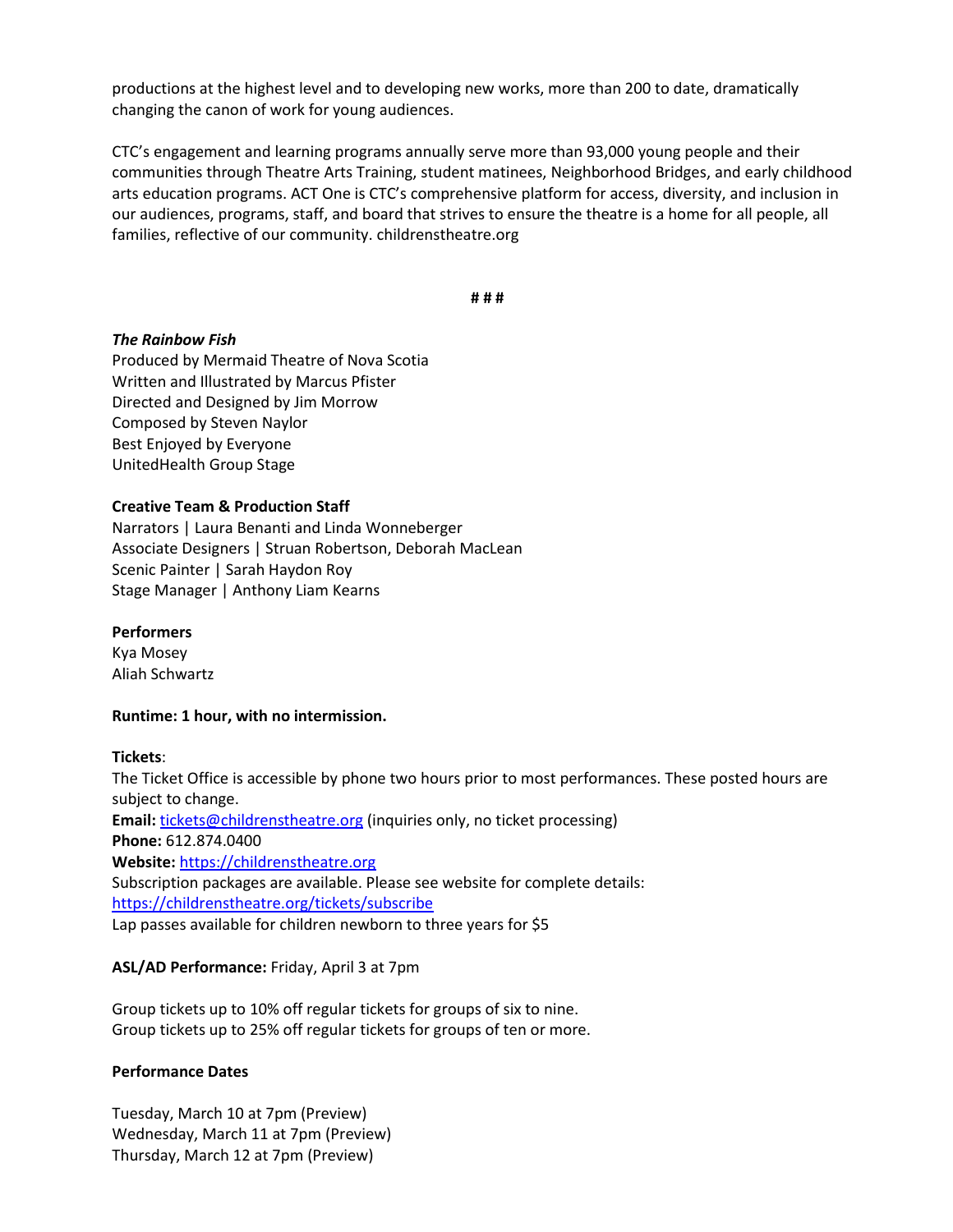productions at the highest level and to developing new works, more than 200 to date, dramatically changing the canon of work for young audiences.

CTC's engagement and learning programs annually serve more than 93,000 young people and their communities through Theatre Arts Training, student matinees, Neighborhood Bridges, and early childhood arts education programs. ACT One is CTC's comprehensive platform for access, diversity, and inclusion in our audiences, programs, staff, and board that strives to ensure the theatre is a home for all people, all families, reflective of our community. childrenstheatre.org

**# # #**

***The Rainbow Fish***
Produced by Mermaid Theatre of Nova Scotia
Written and Illustrated by Marcus Pfister
Directed and Designed by Jim Morrow
Composed by Steven Naylor
Best Enjoyed by Everyone
UnitedHealth Group Stage

**Creative Team & Production Staff**
Narrators | Laura Benanti and Linda Wonneberger
Associate Designers | Struan Robertson, Deborah MacLean
Scenic Painter | Sarah Haydon Roy
Stage Manager | Anthony Liam Kearns

**Performers**
Kya Mosey
Aliah Schwartz

**Runtime: 1 hour, with no intermission.**

**Tickets**:
The Ticket Office is accessible by phone two hours prior to most performances. These posted hours are subject to change.
**Email:** tickets@childrenstheatre.org (inquiries only, no ticket processing)
**Phone:** 612.874.0400
**Website:** https://childrenstheatre.org
Subscription packages are available. Please see website for complete details: https://childrenstheatre.org/tickets/subscribe
Lap passes available for children newborn to three years for $5

**ASL/AD Performance:** Friday, April 3 at 7pm

Group tickets up to 10% off regular tickets for groups of six to nine.
Group tickets up to 25% off regular tickets for groups of ten or more.

**Performance Dates**

Tuesday, March 10 at 7pm (Preview)
Wednesday, March 11 at 7pm (Preview)
Thursday, March 12 at 7pm (Preview)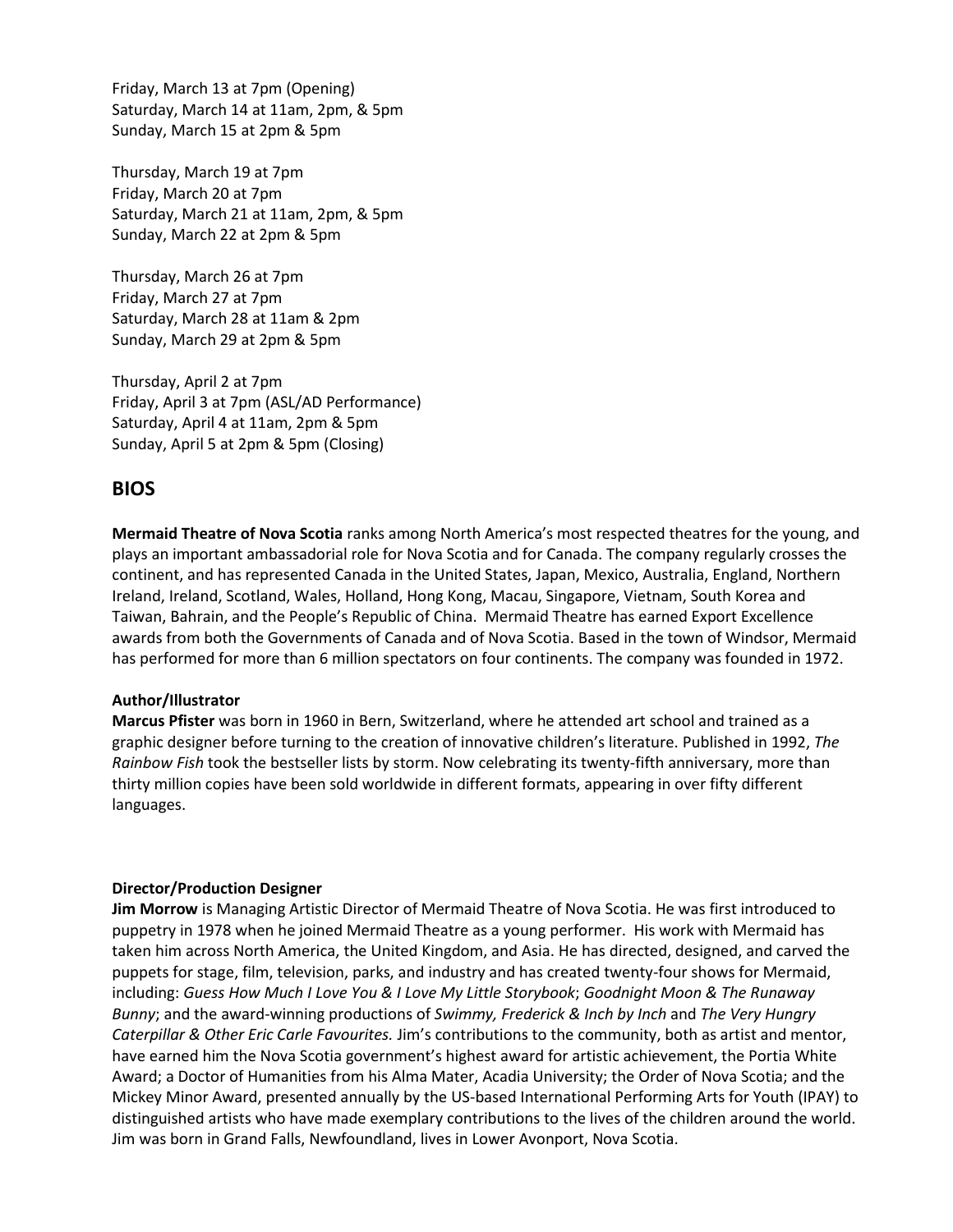Friday, March 13 at 7pm (Opening)
Saturday, March 14 at 11am, 2pm, & 5pm
Sunday, March 15 at 2pm & 5pm

Thursday, March 19 at 7pm
Friday, March 20 at 7pm
Saturday, March 21 at 11am, 2pm, & 5pm
Sunday, March 22 at 2pm & 5pm

Thursday, March 26 at 7pm
Friday, March 27 at 7pm
Saturday, March 28 at 11am & 2pm
Sunday, March 29 at 2pm & 5pm

Thursday, April 2 at 7pm
Friday, April 3 at 7pm (ASL/AD Performance)
Saturday, April 4 at 11am, 2pm & 5pm
Sunday, April 5 at 2pm & 5pm (Closing)

## BIOS

**Mermaid Theatre of Nova Scotia** ranks among North America's most respected theatres for the young, and plays an important ambassadorial role for Nova Scotia and for Canada. The company regularly crosses the continent, and has represented Canada in the United States, Japan, Mexico, Australia, England, Northern Ireland, Ireland, Scotland, Wales, Holland, Hong Kong, Macau, Singapore, Vietnam, South Korea and Taiwan, Bahrain, and the People's Republic of China. Mermaid Theatre has earned Export Excellence awards from both the Governments of Canada and of Nova Scotia. Based in the town of Windsor, Mermaid has performed for more than 6 million spectators on four continents. The company was founded in 1972.

**Author/Illustrator**
**Marcus Pfister** was born in 1960 in Bern, Switzerland, where he attended art school and trained as a graphic designer before turning to the creation of innovative children's literature. Published in 1992, *The Rainbow Fish* took the bestseller lists by storm. Now celebrating its twenty-fifth anniversary, more than thirty million copies have been sold worldwide in different formats, appearing in over fifty different languages.

**Director/Production Designer**
**Jim Morrow** is Managing Artistic Director of Mermaid Theatre of Nova Scotia. He was first introduced to puppetry in 1978 when he joined Mermaid Theatre as a young performer. His work with Mermaid has taken him across North America, the United Kingdom, and Asia. He has directed, designed, and carved the puppets for stage, film, television, parks, and industry and has created twenty-four shows for Mermaid, including: *Guess How Much I Love You & I Love My Little Storybook*; *Goodnight Moon & The Runaway Bunny*; and the award-winning productions of *Swimmy, Frederick & Inch by Inch* and *The Very Hungry Caterpillar & Other Eric Carle Favourites.* Jim's contributions to the community, both as artist and mentor, have earned him the Nova Scotia government's highest award for artistic achievement, the Portia White Award; a Doctor of Humanities from his Alma Mater, Acadia University; the Order of Nova Scotia; and the Mickey Minor Award, presented annually by the US-based International Performing Arts for Youth (IPAY) to distinguished artists who have made exemplary contributions to the lives of the children around the world. Jim was born in Grand Falls, Newfoundland, lives in Lower Avonport, Nova Scotia.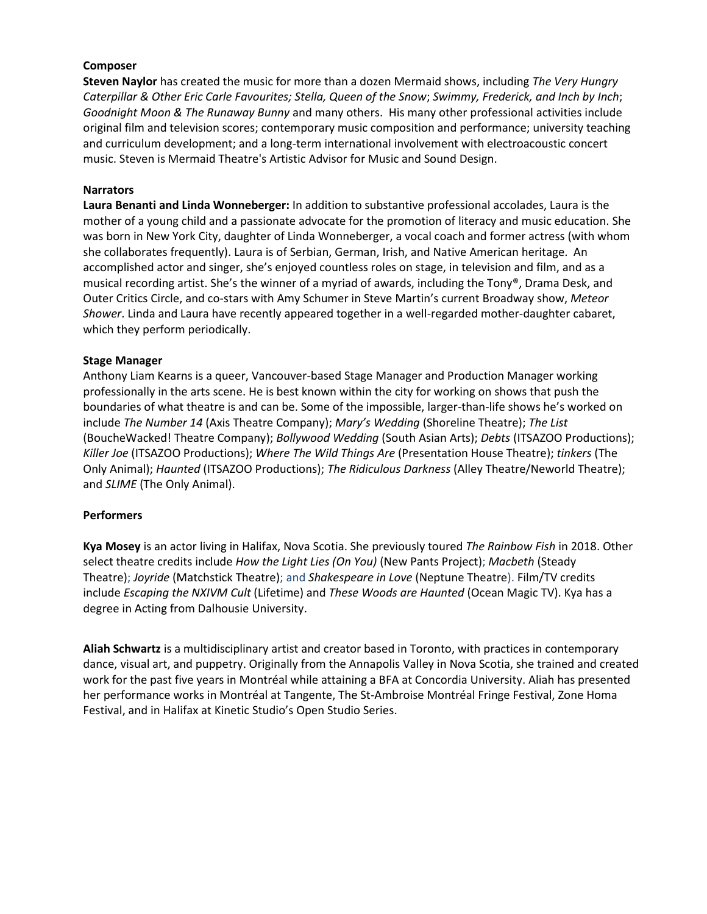**Composer**

**Steven Naylor** has created the music for more than a dozen Mermaid shows, including *The Very Hungry Caterpillar & Other Eric Carle Favourites; Stella, Queen of the Snow*; *Swimmy, Frederick, and Inch by Inch*; *Goodnight Moon & The Runaway Bunny* and many others. His many other professional activities include original film and television scores; contemporary music composition and performance; university teaching and curriculum development; and a long-term international involvement with electroacoustic concert music. Steven is Mermaid Theatre's Artistic Advisor for Music and Sound Design.

**Narrators**

**Laura Benanti and Linda Wonneberger:** In addition to substantive professional accolades, Laura is the mother of a young child and a passionate advocate for the promotion of literacy and music education. She was born in New York City, daughter of Linda Wonneberger, a vocal coach and former actress (with whom she collaborates frequently). Laura is of Serbian, German, Irish, and Native American heritage. An accomplished actor and singer, she's enjoyed countless roles on stage, in television and film, and as a musical recording artist. She's the winner of a myriad of awards, including the Tony®, Drama Desk, and Outer Critics Circle, and co-stars with Amy Schumer in Steve Martin's current Broadway show, *Meteor Shower*. Linda and Laura have recently appeared together in a well-regarded mother-daughter cabaret, which they perform periodically.

**Stage Manager**

Anthony Liam Kearns is a queer, Vancouver-based Stage Manager and Production Manager working professionally in the arts scene. He is best known within the city for working on shows that push the boundaries of what theatre is and can be. Some of the impossible, larger-than-life shows he's worked on include *The Number 14* (Axis Theatre Company); *Mary's Wedding* (Shoreline Theatre); *The List* (BoucheWacked! Theatre Company); *Bollywood Wedding* (South Asian Arts); *Debts* (ITSAZOO Productions); *Killer Joe* (ITSAZOO Productions); *Where The Wild Things Are* (Presentation House Theatre); *tinkers* (The Only Animal); *Haunted* (ITSAZOO Productions); *The Ridiculous Darkness* (Alley Theatre/Neworld Theatre); and *SLIME* (The Only Animal).

**Performers**

**Kya Mosey** is an actor living in Halifax, Nova Scotia. She previously toured *The Rainbow Fish* in 2018. Other select theatre credits include *How the Light Lies (On You)* (New Pants Project); *Macbeth* (Steady Theatre); *Joyride* (Matchstick Theatre); and *Shakespeare in Love* (Neptune Theatre). Film/TV credits include *Escaping the NXIVM Cult* (Lifetime) and *These Woods are Haunted* (Ocean Magic TV). Kya has a degree in Acting from Dalhousie University.

**Aliah Schwartz** is a multidisciplinary artist and creator based in Toronto, with practices in contemporary dance, visual art, and puppetry. Originally from the Annapolis Valley in Nova Scotia, she trained and created work for the past five years in Montréal while attaining a BFA at Concordia University. Aliah has presented her performance works in Montréal at Tangente, The St-Ambroise Montréal Fringe Festival, Zone Homa Festival, and in Halifax at Kinetic Studio's Open Studio Series.